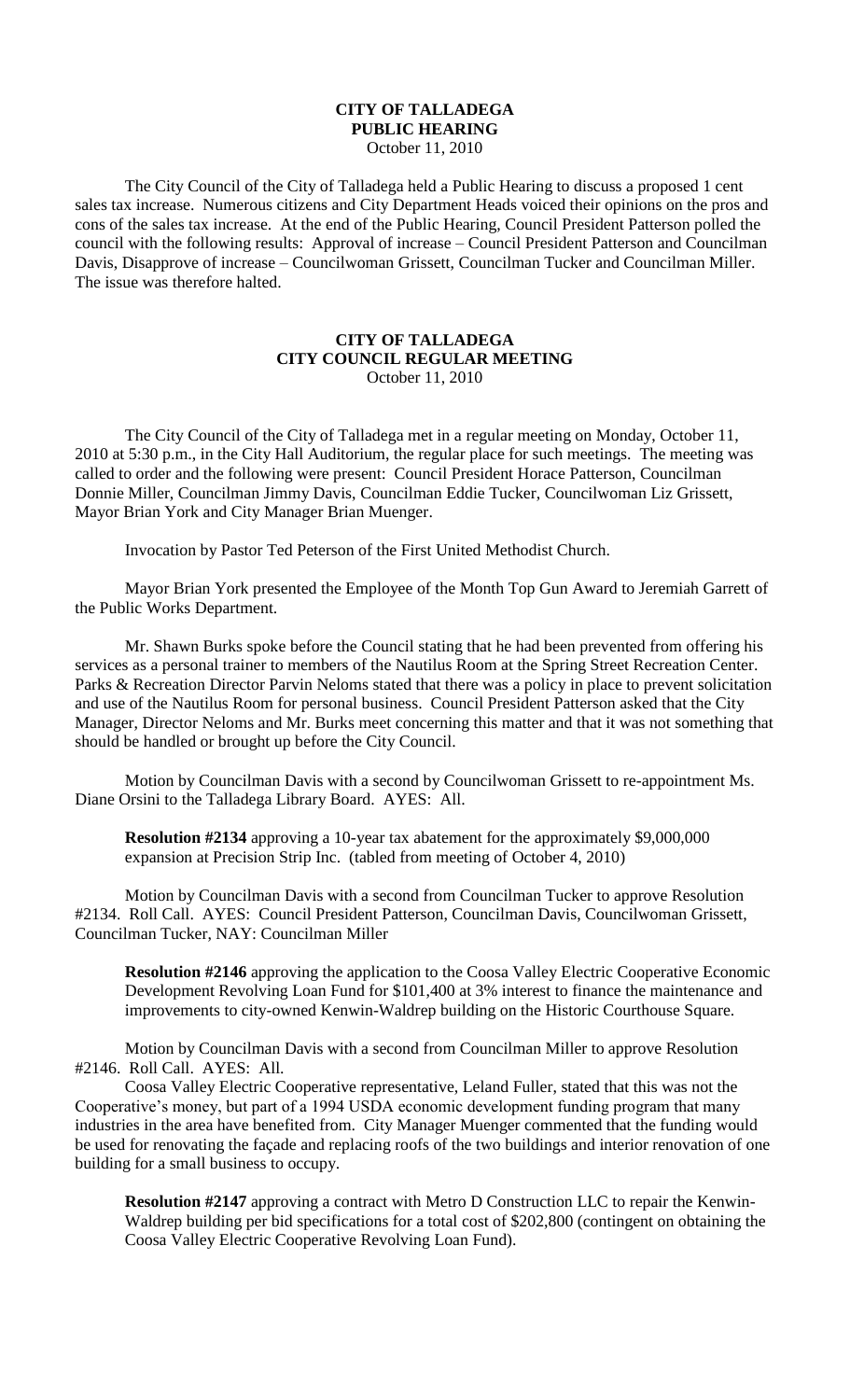# CITY OF TALLADEGA
# PUBLIC HEARING
October 11, 2010

The City Council of the City of Talladega held a Public Hearing to discuss a proposed 1 cent sales tax increase. Numerous citizens and City Department Heads voiced their opinions on the pros and cons of the sales tax increase. At the end of the Public Hearing, Council President Patterson polled the council with the following results: Approval of increase – Council President Patterson and Councilman Davis, Disapprove of increase – Councilwoman Grissett, Councilman Tucker and Councilman Miller. The issue was therefore halted.

# CITY OF TALLADEGA
# CITY COUNCIL REGULAR MEETING
October 11, 2010

The City Council of the City of Talladega met in a regular meeting on Monday, October 11, 2010 at 5:30 p.m., in the City Hall Auditorium, the regular place for such meetings. The meeting was called to order and the following were present: Council President Horace Patterson, Councilman Donnie Miller, Councilman Jimmy Davis, Councilman Eddie Tucker, Councilwoman Liz Grissett, Mayor Brian York and City Manager Brian Muenger.

Invocation by Pastor Ted Peterson of the First United Methodist Church.

Mayor Brian York presented the Employee of the Month Top Gun Award to Jeremiah Garrett of the Public Works Department.

Mr. Shawn Burks spoke before the Council stating that he had been prevented from offering his services as a personal trainer to members of the Nautilus Room at the Spring Street Recreation Center. Parks & Recreation Director Parvin Neloms stated that there was a policy in place to prevent solicitation and use of the Nautilus Room for personal business. Council President Patterson asked that the City Manager, Director Neloms and Mr. Burks meet concerning this matter and that it was not something that should be handled or brought up before the City Council.

Motion by Councilman Davis with a second by Councilwoman Grissett to re-appointment Ms. Diane Orsini to the Talladega Library Board. AYES: All.

> **Resolution #2134** approving a 10-year tax abatement for the approximately $9,000,000 expansion at Precision Strip Inc. (tabled from meeting of October 4, 2010)

Motion by Councilman Davis with a second from Councilman Tucker to approve Resolution #2134. Roll Call. AYES: Council President Patterson, Councilman Davis, Councilwoman Grissett, Councilman Tucker, NAY: Councilman Miller

> **Resolution #2146** approving the application to the Coosa Valley Electric Cooperative Economic Development Revolving Loan Fund for $101,400 at 3% interest to finance the maintenance and improvements to city-owned Kenwin-Waldrep building on the Historic Courthouse Square.

Motion by Councilman Davis with a second from Councilman Miller to approve Resolution #2146. Roll Call. AYES: All.

Coosa Valley Electric Cooperative representative, Leland Fuller, stated that this was not the Cooperative's money, but part of a 1994 USDA economic development funding program that many industries in the area have benefited from. City Manager Muenger commented that the funding would be used for renovating the façade and replacing roofs of the two buildings and interior renovation of one building for a small business to occupy.

> **Resolution #2147** approving a contract with Metro D Construction LLC to repair the Kenwin-Waldrep building per bid specifications for a total cost of $202,800 (contingent on obtaining the Coosa Valley Electric Cooperative Revolving Loan Fund).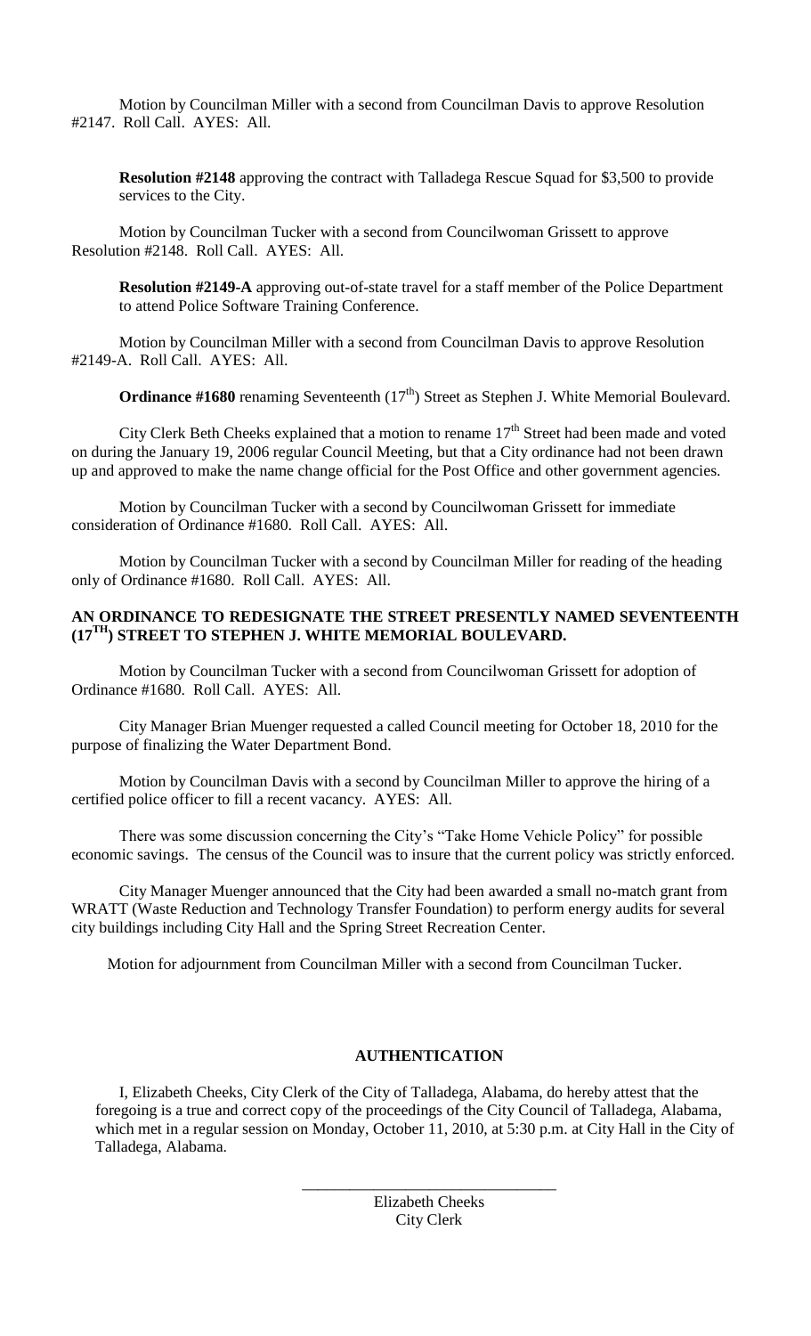Motion by Councilman Miller with a second from Councilman Davis to approve Resolution #2147. Roll Call. AYES: All.

**Resolution #2148** approving the contract with Talladega Rescue Squad for $3,500 to provide services to the City.

Motion by Councilman Tucker with a second from Councilwoman Grissett to approve Resolution #2148. Roll Call. AYES: All.

**Resolution #2149-A** approving out-of-state travel for a staff member of the Police Department to attend Police Software Training Conference.

Motion by Councilman Miller with a second from Councilman Davis to approve Resolution #2149-A. Roll Call. AYES: All.

**Ordinance #1680** renaming Seventeenth (17th) Street as Stephen J. White Memorial Boulevard.

City Clerk Beth Cheeks explained that a motion to rename 17th Street had been made and voted on during the January 19, 2006 regular Council Meeting, but that a City ordinance had not been drawn up and approved to make the name change official for the Post Office and other government agencies.

Motion by Councilman Tucker with a second by Councilwoman Grissett for immediate consideration of Ordinance #1680. Roll Call. AYES: All.

Motion by Councilman Tucker with a second by Councilman Miller for reading of the heading only of Ordinance #1680. Roll Call. AYES: All.

**AN ORDINANCE TO REDESIGNATE THE STREET PRESENTLY NAMED SEVENTEENTH (17TH) STREET TO STEPHEN J. WHITE MEMORIAL BOULEVARD.**

Motion by Councilman Tucker with a second from Councilwoman Grissett for adoption of Ordinance #1680. Roll Call. AYES: All.

City Manager Brian Muenger requested a called Council meeting for October 18, 2010 for the purpose of finalizing the Water Department Bond.

Motion by Councilman Davis with a second by Councilman Miller to approve the hiring of a certified police officer to fill a recent vacancy. AYES: All.

There was some discussion concerning the City's "Take Home Vehicle Policy" for possible economic savings. The census of the Council was to insure that the current policy was strictly enforced.

City Manager Muenger announced that the City had been awarded a small no-match grant from WRATT (Waste Reduction and Technology Transfer Foundation) to perform energy audits for several city buildings including City Hall and the Spring Street Recreation Center.

Motion for adjournment from Councilman Miller with a second from Councilman Tucker.

## AUTHENTICATION

I, Elizabeth Cheeks, City Clerk of the City of Talladega, Alabama, do hereby attest that the foregoing is a true and correct copy of the proceedings of the City Council of Talladega, Alabama, which met in a regular session on Monday, October 11, 2010, at 5:30 p.m. at City Hall in the City of Talladega, Alabama.

\_\_\_\_\_\_\_\_\_\_\_\_\_\_\_\_\_\_\_\_\_\_\_\_\_\_\_\_\_\_\_\_

Elizabeth Cheeks
City Clerk